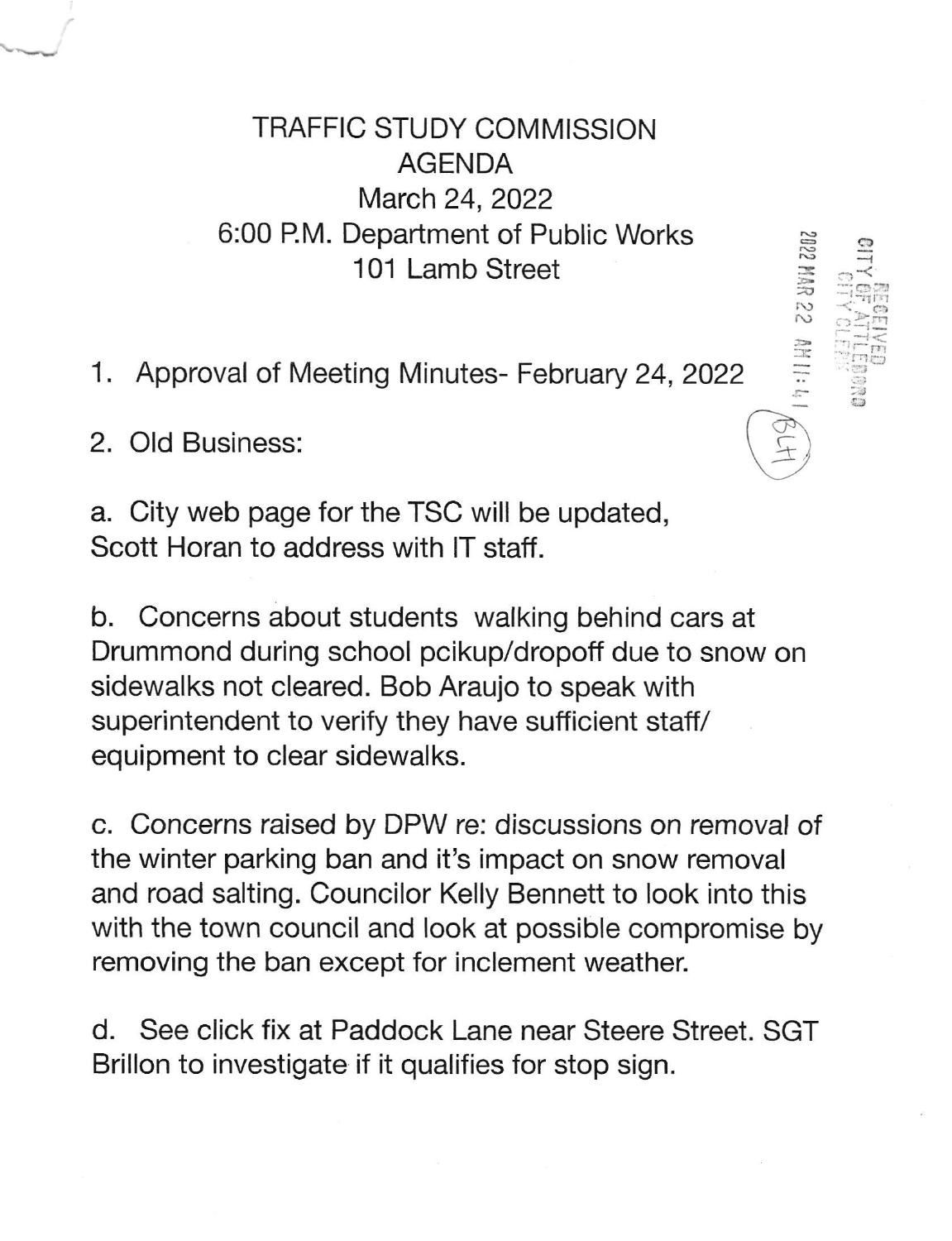# TRAFFIC STUDY COMMISSION
# AGENDA

March 24, 2022
6:00 P.M. Department of Public Works
101 Lamb Street

RECEIVED
CITY OF ATTLEBORO
CITY CLERK
2022 MAR 22 AM 11:41
BLH

1. Approval of Meeting Minutes- February 24, 2022

2. Old Business:

a. City web page for the TSC will be updated, Scott Horan to address with IT staff.

b. Concerns about students walking behind cars at Drummond during school pcikup/dropoff due to snow on sidewalks not cleared. Bob Araujo to speak with superintendent to verify they have sufficient staff/ equipment to clear sidewalks.

c. Concerns raised by DPW re: discussions on removal of the winter parking ban and it's impact on snow removal and road salting. Councilor Kelly Bennett to look into this with the town council and look at possible compromise by removing the ban except for inclement weather.

d. See click fix at Paddock Lane near Steere Street. SGT Brillon to investigate if it qualifies for stop sign.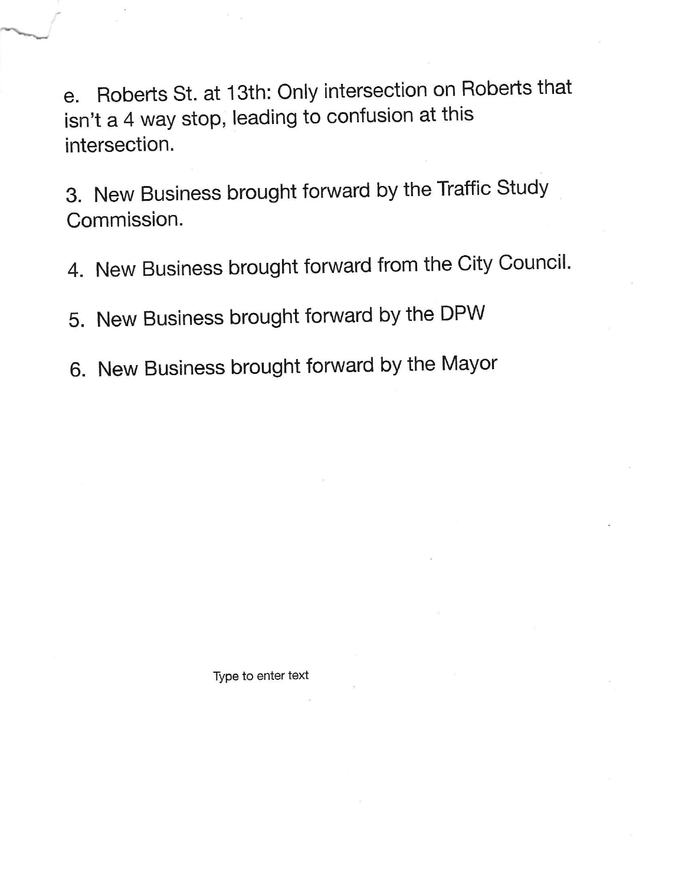e. Roberts St. at 13th: Only intersection on Roberts that isn't a 4 way stop, leading to confusion at this intersection.

3. New Business brought forward by the Traffic Study Commission.

4. New Business brought forward from the City Council.

5. New Business brought forward by the DPW

6. New Business brought forward by the Mayor

Type to enter text